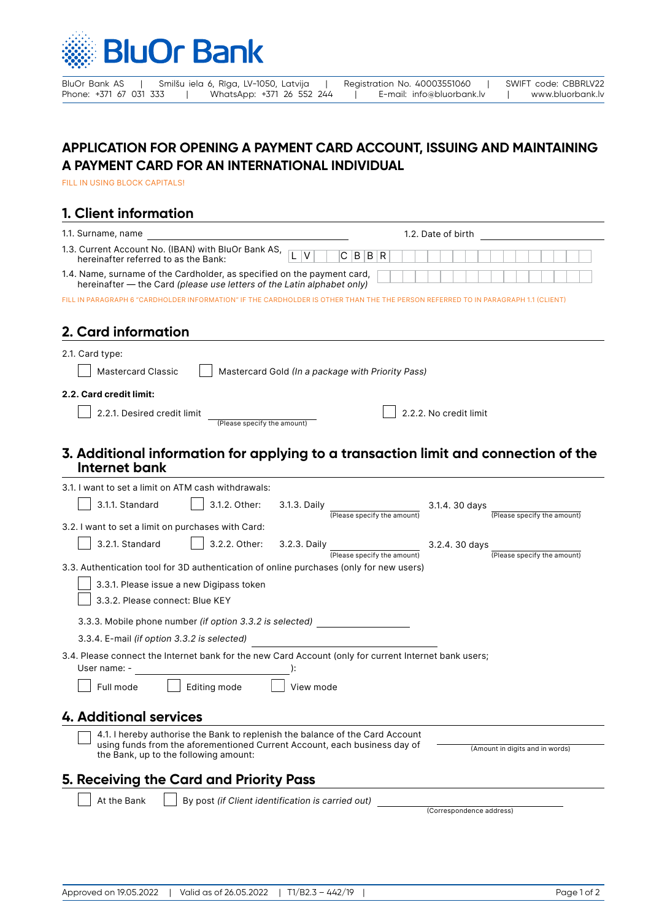# BluOr Bank

BluOr Bank AS | Smilšu iela 6, Rīga, LV-1050, Latvija | Registration No. 40003551060 | SWIFT code: CBBRLV22
Phone: +371 67 031 333 | WhatsApp: +371 26 552 244 | E-mail: info@bluorbank.lv | www.bluorbank.lv

## APPLICATION FOR OPENING A PAYMENT CARD ACCOUNT, ISSUING AND MAINTAINING A PAYMENT CARD FOR AN INTERNATIONAL INDIVIDUAL

FILL IN USING BLOCK CAPITALS!

## 1. Client information

1.1. Surname, name ______________________ 1.2. Date of birth ______________________

1.3. Current Account No. (IBAN) with BluOr Bank AS, hereinafter referred to as the Bank: L V _ _ C B B R _ _ _ _ _ _ _ _ _ _ _ _ _

1.4. Name, surname of the Cardholder, as specified on the payment card, hereinafter — the Card *(please use letters of the Latin alphabet only)* ______________________

FILL IN PARAGRAPH 6 "CARDHOLDER INFORMATION" IF THE CARDHOLDER IS OTHER THAN THE THE PERSON REFERRED TO IN PARAGRAPH 1.1 (CLIENT)

## 2. Card information

2.1. Card type:

☐ Mastercard Classic ☐ Mastercard Gold *(In a package with Priority Pass)*

**2.2. Card credit limit:**

☐ 2.2.1. Desired credit limit ______________________ (Please specify the amount) ☐ 2.2.2. No credit limit

## 3. Additional information for applying to a transaction limit and connection of the Internet bank

3.1. I want to set a limit on ATM cash withdrawals:

☐ 3.1.1. Standard ☐ 3.1.2. Other: 3.1.3. Daily ______________ (Please specify the amount) 3.1.4. 30 days ______________ (Please specify the amount)

3.2. I want to set a limit on purchases with Card:

☐ 3.2.1. Standard ☐ 3.2.2. Other: 3.2.3. Daily ______________ (Please specify the amount) 3.2.4. 30 days ______________ (Please specify the amount)

3.3. Authentication tool for 3D authentication of online purchases (only for new users)

☐ 3.3.1. Please issue a new Digipass token

☐ 3.3.2. Please connect: Blue KEY

3.3.3. Mobile phone number *(if option 3.3.2 is selected)* ______________________

3.3.4. E-mail *(if option 3.3.2 is selected)* ______________________

3.4. Please connect the Internet bank for the new Card Account (only for current Internet bank users; User name: - ______________________):

☐ Full mode ☐ Editing mode ☐ View mode

## 4. Additional services

☐ 4.1. I hereby authorise the Bank to replenish the balance of the Card Account using funds from the aforementioned Current Account, each business day of the Bank, up to the following amount: ______________________ (Amount in digits and in words)

## 5. Receiving the Card and Priority Pass

☐ At the Bank ☐ By post *(if Client identification is carried out)* ______________________ (Correspondence address)

Approved on 19.05.2022 | Valid as of 26.05.2022 | T1/B2.3 – 442/19 |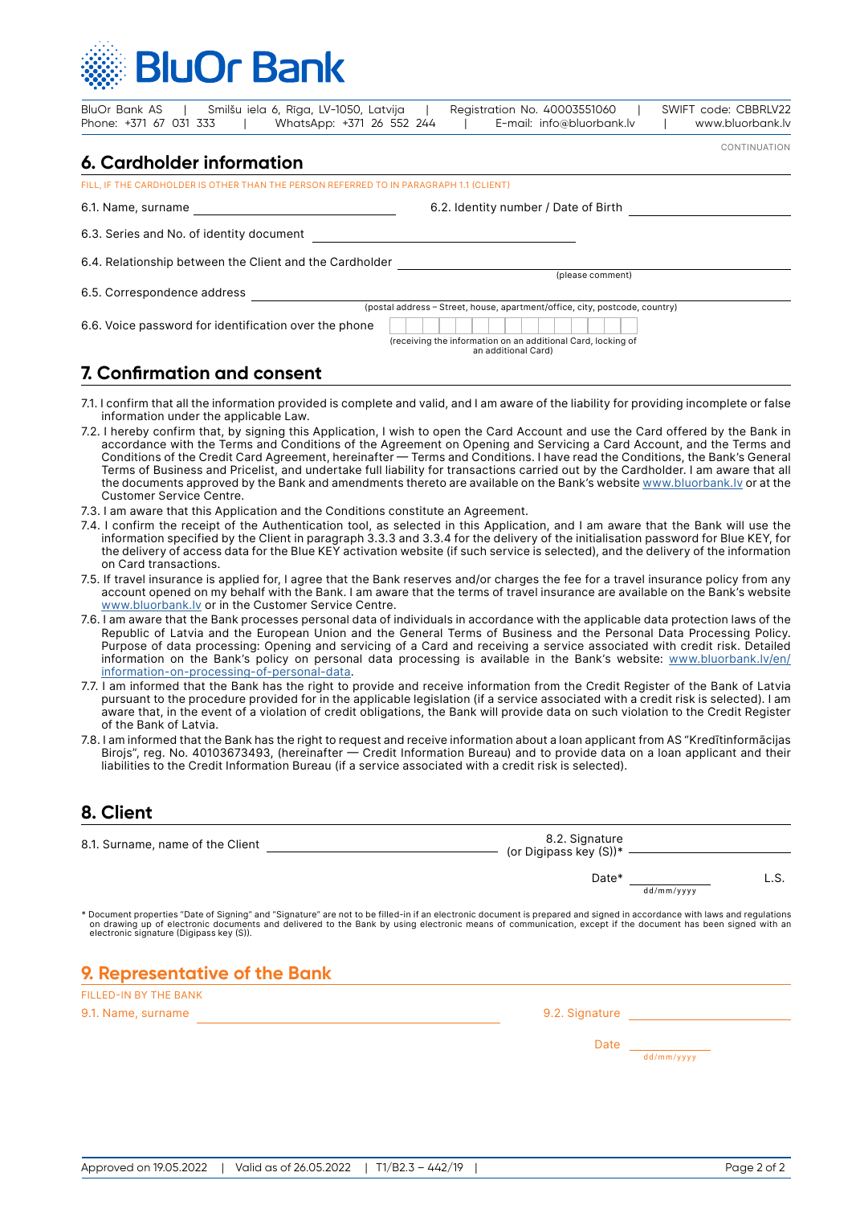BluOr Bank

BluOr Bank AS | Smilšu iela 6, Rīga, LV-1050, Latvija | Registration No. 40003551060 | SWIFT code: CBBRLV22
Phone: +371 67 031 333 | WhatsApp: +371 26 552 244 | E-mail: info@bluorbank.lv | www.bluorbank.lv

CONTINUATION

## 6. Cardholder information

FILL, IF THE CARDHOLDER IS OTHER THAN THE PERSON REFERRED TO IN PARAGRAPH 1.1 (CLIENT)

6.1. Name, surname ______________________ 6.2. Identity number / Date of Birth ______________________

6.3. Series and No. of identity document ______________________

6.4. Relationship between the Client and the Cardholder ______________________
(please comment)

6.5. Correspondence address ______________________
(postal address – Street, house, apartment/office, city, postcode, country)

6.6. Voice password for identification over the phone ______________________
(receiving the information on an additional Card, locking of an additional Card)

## 7. Confirmation and consent

7.1. I confirm that all the information provided is complete and valid, and I am aware of the liability for providing incomplete or false information under the applicable Law.

7.2. I hereby confirm that, by signing this Application, I wish to open the Card Account and use the Card offered by the Bank in accordance with the Terms and Conditions of the Agreement on Opening and Servicing a Card Account, and the Terms and Conditions of the Credit Card Agreement, hereinafter — Terms and Conditions. I have read the Conditions, the Bank's General Terms of Business and Pricelist, and undertake full liability for transactions carried out by the Cardholder. I am aware that all the documents approved by the Bank and amendments thereto are available on the Bank's website www.bluorbank.lv or at the Customer Service Centre.

7.3. I am aware that this Application and the Conditions constitute an Agreement.

7.4. I confirm the receipt of the Authentication tool, as selected in this Application, and I am aware that the Bank will use the information specified by the Client in paragraph 3.3.3 and 3.3.4 for the delivery of the initialisation password for Blue KEY, for the delivery of access data for the Blue KEY activation website (if such service is selected), and the delivery of the information on Card transactions.

7.5. If travel insurance is applied for, I agree that the Bank reserves and/or charges the fee for a travel insurance policy from any account opened on my behalf with the Bank. I am aware that the terms of travel insurance are available on the Bank's website www.bluorbank.lv or in the Customer Service Centre.

7.6. I am aware that the Bank processes personal data of individuals in accordance with the applicable data protection laws of the Republic of Latvia and the European Union and the General Terms of Business and the Personal Data Processing Policy. Purpose of data processing: Opening and servicing of a Card and receiving a service associated with credit risk. Detailed information on the Bank's policy on personal data processing is available in the Bank's website: www.bluorbank.lv/en/information-on-processing-of-personal-data.

7.7. I am informed that the Bank has the right to provide and receive information from the Credit Register of the Bank of Latvia pursuant to the procedure provided for in the applicable legislation (if a service associated with a credit risk is selected). I am aware that, in the event of a violation of credit obligations, the Bank will provide data on such violation to the Credit Register of the Bank of Latvia.

7.8. I am informed that the Bank has the right to request and receive information about a loan applicant from AS "Kredītinformācijas Birojs", reg. No. 40103673493, (hereinafter — Credit Information Bureau) and to provide data on a loan applicant and their liabilities to the Credit Information Bureau (if a service associated with a credit risk is selected).

## 8. Client

8.1. Surname, name of the Client ______________________ 8.2. Signature (or Digipass key (S))* ______________________

Date* ____________ L.S.
dd/mm/yyyy

\* Document properties "Date of Signing" and "Signature" are not to be filled-in if an electronic document is prepared and signed in accordance with laws and regulations on drawing up of electronic documents and delivered to the Bank by using electronic means of communication, except if the document has been signed with an electronic signature (Digipass key (S)).

## 9. Representative of the Bank

FILLED-IN BY THE BANK

9.1. Name, surname ______________________ 9.2. Signature ______________________

Date ____________
dd/mm/yyyy

Approved on 19.05.2022 | Valid as of 26.05.2022 | T1/B2.3 – 442/19 |